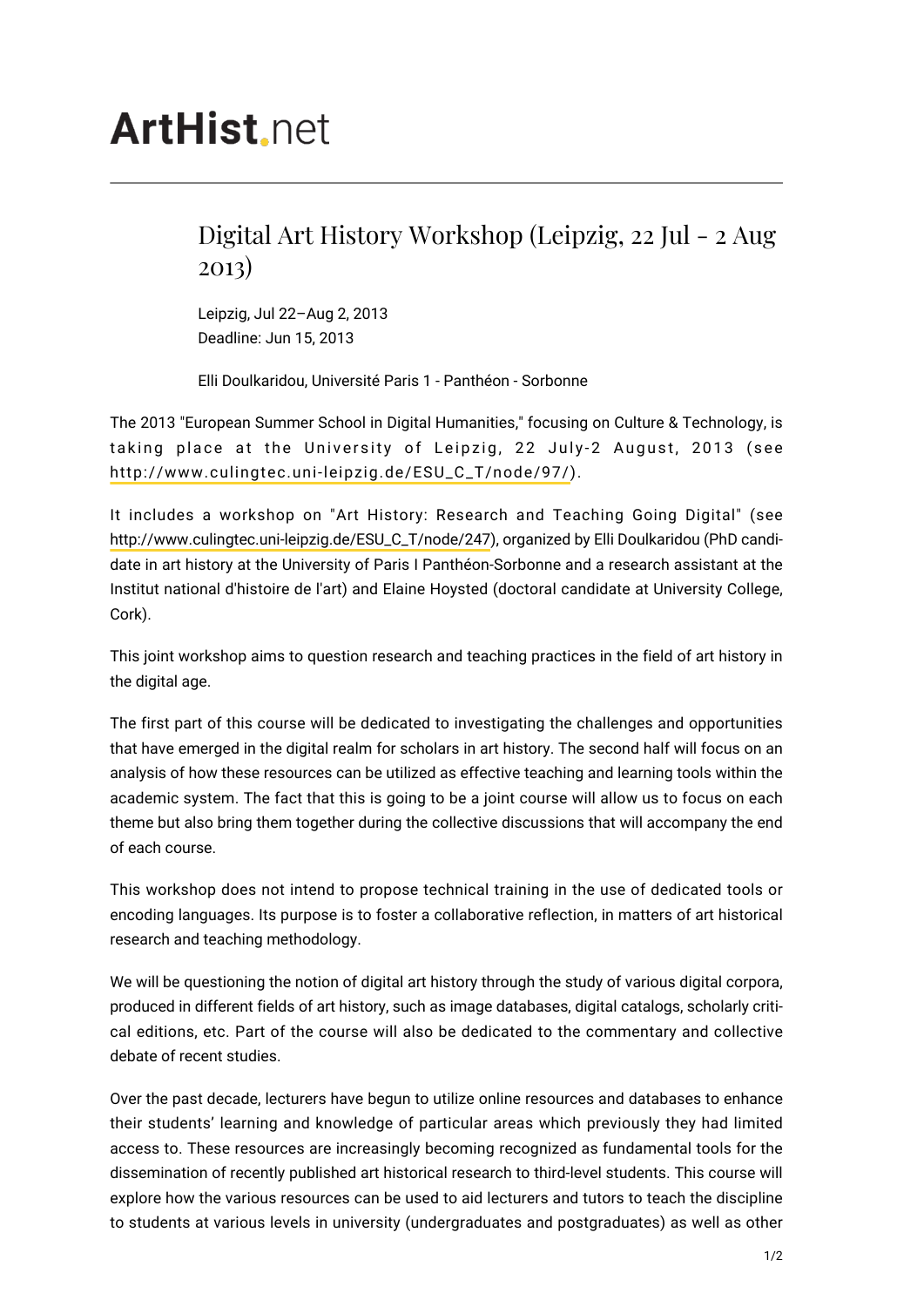# ArtHist.net

## Digital Art History Workshop (Leipzig, 22 Jul - 2 Aug 2013)

Leipzig, Jul 22–Aug 2, 2013
Deadline: Jun 15, 2013

Elli Doulkaridou, Université Paris 1 - Panthéon - Sorbonne

The 2013 "European Summer School in Digital Humanities," focusing on Culture & Technology, is taking place at the University of Leipzig, 22 July-2 August, 2013 (see http://www.culingtec.uni-leipzig.de/ESU_C_T/node/97/).

It includes a workshop on "Art History: Research and Teaching Going Digital" (see http://www.culingtec.uni-leipzig.de/ESU_C_T/node/247), organized by Elli Doulkaridou (PhD candidate in art history at the University of Paris I Panthéon-Sorbonne and a research assistant at the Institut national d'histoire de l'art) and Elaine Hoysted (doctoral candidate at University College, Cork).

This joint workshop aims to question research and teaching practices in the field of art history in the digital age.

The first part of this course will be dedicated to investigating the challenges and opportunities that have emerged in the digital realm for scholars in art history. The second half will focus on an analysis of how these resources can be utilized as effective teaching and learning tools within the academic system. The fact that this is going to be a joint course will allow us to focus on each theme but also bring them together during the collective discussions that will accompany the end of each course.

This workshop does not intend to propose technical training in the use of dedicated tools or encoding languages. Its purpose is to foster a collaborative reflection, in matters of art historical research and teaching methodology.

We will be questioning the notion of digital art history through the study of various digital corpora, produced in different fields of art history, such as image databases, digital catalogs, scholarly critical editions, etc. Part of the course will also be dedicated to the commentary and collective debate of recent studies.

Over the past decade, lecturers have begun to utilize online resources and databases to enhance their students' learning and knowledge of particular areas which previously they had limited access to. These resources are increasingly becoming recognized as fundamental tools for the dissemination of recently published art historical research to third-level students. This course will explore how the various resources can be used to aid lecturers and tutors to teach the discipline to students at various levels in university (undergraduates and postgraduates) as well as other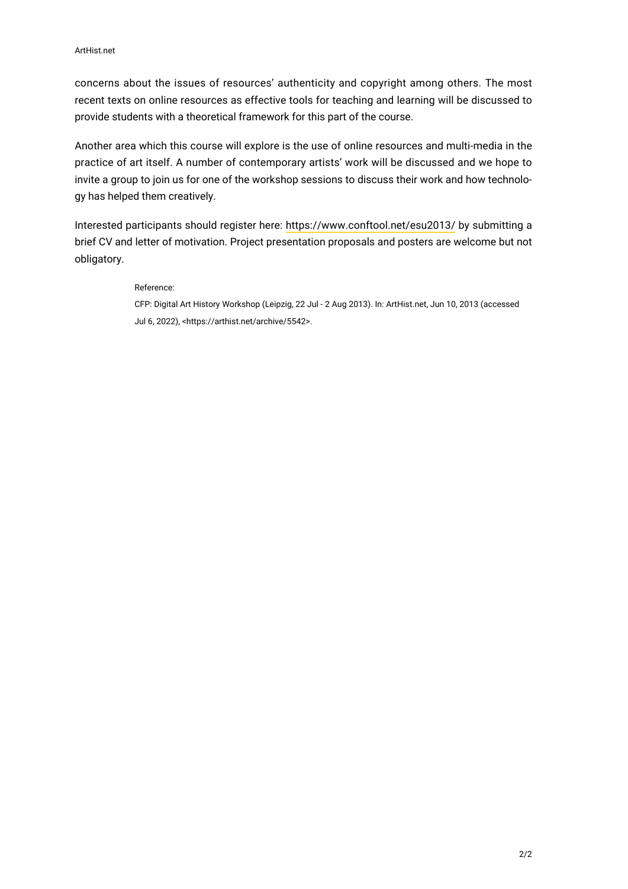concerns about the issues of resources' authenticity and copyright among others. The most recent texts on online resources as effective tools for teaching and learning will be discussed to provide students with a theoretical framework for this part of the course.

Another area which this course will explore is the use of online resources and multi-media in the practice of art itself. A number of contemporary artists' work will be discussed and we hope to invite a group to join us for one of the workshop sessions to discuss their work and how technology has helped them creatively.

Interested participants should register here: https://www.conftool.net/esu2013/ by submitting a brief CV and letter of motivation. Project presentation proposals and posters are welcome but not obligatory.

Reference:

CFP: Digital Art History Workshop (Leipzig, 22 Jul - 2 Aug 2013). In: ArtHist.net, Jun 10, 2013 (accessed Jul 6, 2022), <https://arthist.net/archive/5542>.